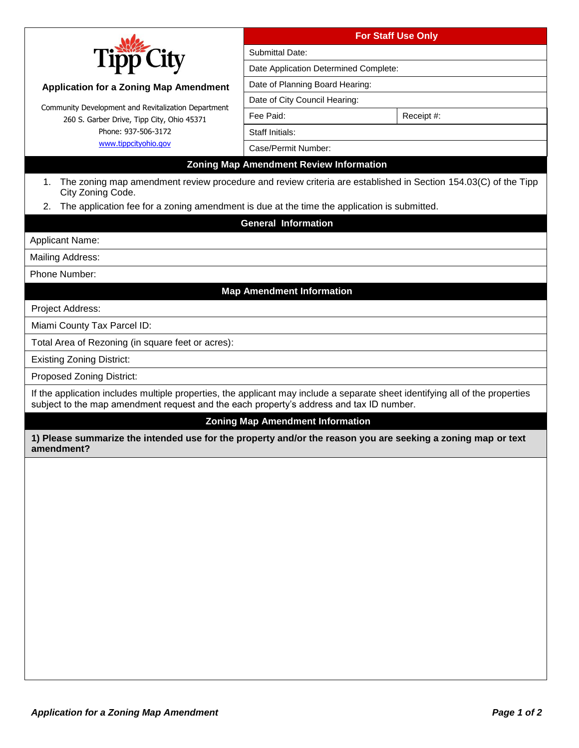Tipp City

# Application for a Zoning Map Amendment

Community Development and Revitalization Department
260 S. Garber Drive, Tipp City, Ohio 45371
Phone: 937-506-3172
www.tippcityohio.gov

| For Staff Use Only | |
|---|---|
| Submittal Date: | |
| Date Application Determined Complete: | |
| Date of Planning Board Hearing: | |
| Date of City Council Hearing: | |
| Fee Paid: | Receipt #: |
| Staff Initials: | |
| Case/Permit Number: | |

## Zoning Map Amendment Review Information

1. The zoning map amendment review procedure and review criteria are established in Section 154.03(C) of the Tipp City Zoning Code.
2. The application fee for a zoning amendment is due at the time the application is submitted.

## General Information

Applicant Name:

Mailing Address:

Phone Number:

## Map Amendment Information

Project Address:

Miami County Tax Parcel ID:

Total Area of Rezoning (in square feet or acres):

Existing Zoning District:

Proposed Zoning District:

If the application includes multiple properties, the applicant may include a separate sheet identifying all of the properties subject to the map amendment request and the each property's address and tax ID number.

## Zoning Map Amendment Information

**1) Please summarize the intended use for the property and/or the reason you are seeking a zoning map or text amendment?**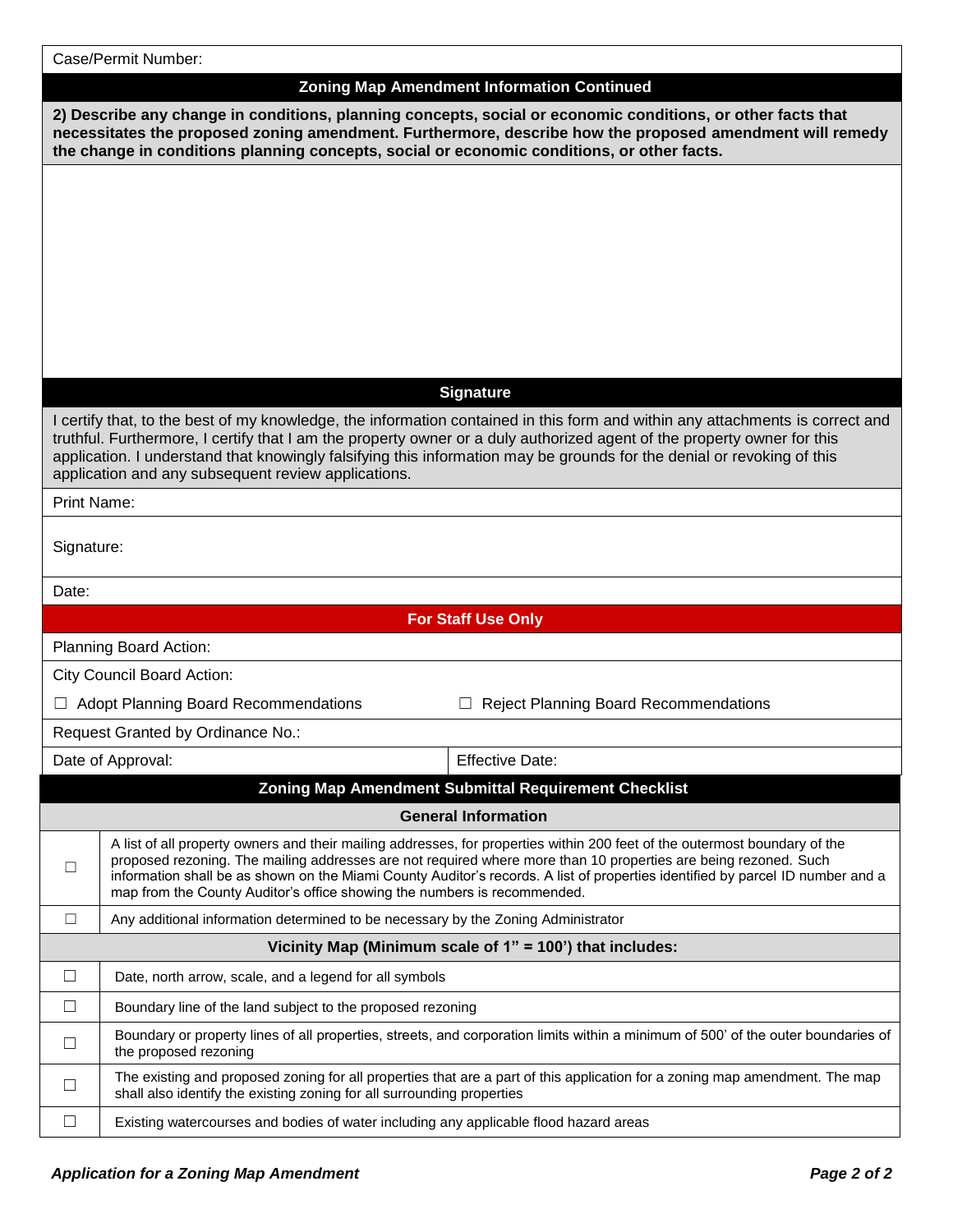Case/Permit Number:

## Zoning Map Amendment Information Continued

**2) Describe any change in conditions, planning concepts, social or economic conditions, or other facts that necessitates the proposed zoning amendment. Furthermore, describe how the proposed amendment will remedy the change in conditions planning concepts, social or economic conditions, or other facts.**

## Signature

I certify that, to the best of my knowledge, the information contained in this form and within any attachments is correct and truthful. Furthermore, I certify that I am the property owner or a duly authorized agent of the property owner for this application. I understand that knowingly falsifying this information may be grounds for the denial or revoking of this application and any subsequent review applications.

Print Name:

Signature:

Date:

## For Staff Use Only

Planning Board Action:

City Council Board Action:

☐ Adopt Planning Board Recommendations ☐ Reject Planning Board Recommendations

Request Granted by Ordinance No.:

| Date of Approval: | Effective Date: |
|---|---|

## Zoning Map Amendment Submittal Requirement Checklist

### General Information

| | |
|---|---|
| ☐ | A list of all property owners and their mailing addresses, for properties within 200 feet of the outermost boundary of the proposed rezoning. The mailing addresses are not required where more than 10 properties are being rezoned. Such information shall be as shown on the Miami County Auditor's records. A list of properties identified by parcel ID number and a map from the County Auditor's office showing the numbers is recommended. |
| ☐ | Any additional information determined to be necessary by the Zoning Administrator |

### Vicinity Map (Minimum scale of 1" = 100') that includes:

| | |
|---|---|
| ☐ | Date, north arrow, scale, and a legend for all symbols |
| ☐ | Boundary line of the land subject to the proposed rezoning |
| ☐ | Boundary or property lines of all properties, streets, and corporation limits within a minimum of 500' of the outer boundaries of the proposed rezoning |
| ☐ | The existing and proposed zoning for all properties that are a part of this application for a zoning map amendment. The map shall also identify the existing zoning for all surrounding properties |
| ☐ | Existing watercourses and bodies of water including any applicable flood hazard areas |

***Application for a Zoning Map Amendment***